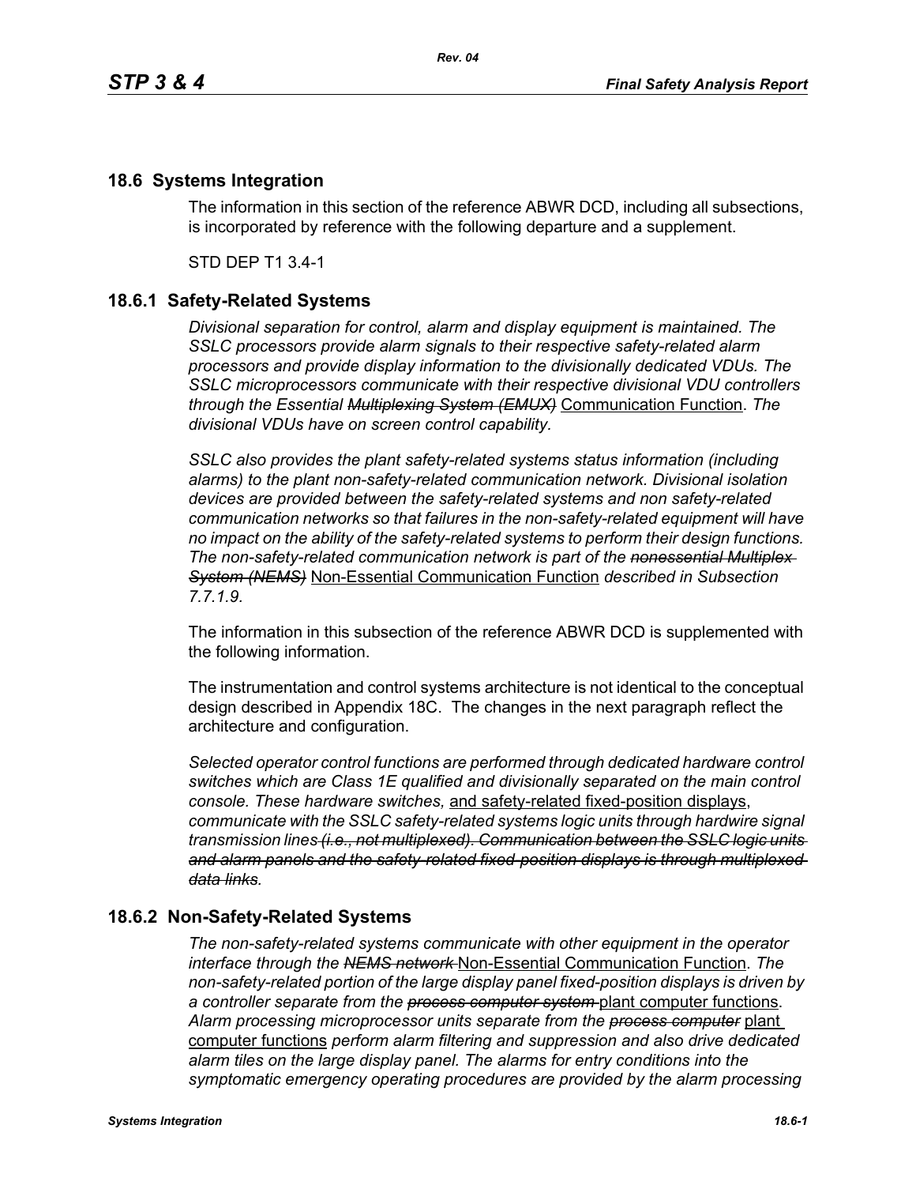## 18.6 Systems Integration

The information in this section of the reference ABWR DCD, including all subsections, is incorporated by reference with the following departure and a supplement.

STD DEP T1 3.4-1

### 18.6.1 Safety-Related Systems

*Divisional separation for control, alarm and display equipment is maintained. The SSLC processors provide alarm signals to their respective safety-related alarm processors and provide display information to the divisionally dedicated VDUs. The SSLC microprocessors communicate with their respective divisional VDU controllers through the Essential ~~Multiplexing System (EMUX)~~* Communication Function. *The divisional VDUs have on screen control capability.*

*SSLC also provides the plant safety-related systems status information (including alarms) to the plant non-safety-related communication network. Divisional isolation devices are provided between the safety-related systems and non safety-related communication networks so that failures in the non-safety-related equipment will have no impact on the ability of the safety-related systems to perform their design functions. The non-safety-related communication network is part of the ~~nonessential Multiplex System (NEMS)~~* Non-Essential Communication Function *described in Subsection 7.7.1.9.*

The information in this subsection of the reference ABWR DCD is supplemented with the following information.

The instrumentation and control systems architecture is not identical to the conceptual design described in Appendix 18C. The changes in the next paragraph reflect the architecture and configuration.

*Selected operator control functions are performed through dedicated hardware control switches which are Class 1E qualified and divisionally separated on the main control console. These hardware switches,* and safety-related fixed-position displays, *communicate with the SSLC safety-related systems logic units through hardwire signal transmission lines ~~(i.e., not multiplexed). Communication between the SSLC logic units and alarm panels and the safety-related fixed-position displays is through multiplexed data links~~.*

### 18.6.2 Non-Safety-Related Systems

*The non-safety-related systems communicate with other equipment in the operator interface through the ~~NEMS network~~* Non-Essential Communication Function. *The non-safety-related portion of the large display panel fixed-position displays is driven by a controller separate from the ~~process computer system~~* plant computer functions. *Alarm processing microprocessor units separate from the ~~process computer~~* plant computer functions *perform alarm filtering and suppression and also drive dedicated alarm tiles on the large display panel. The alarms for entry conditions into the symptomatic emergency operating procedures are provided by the alarm processing*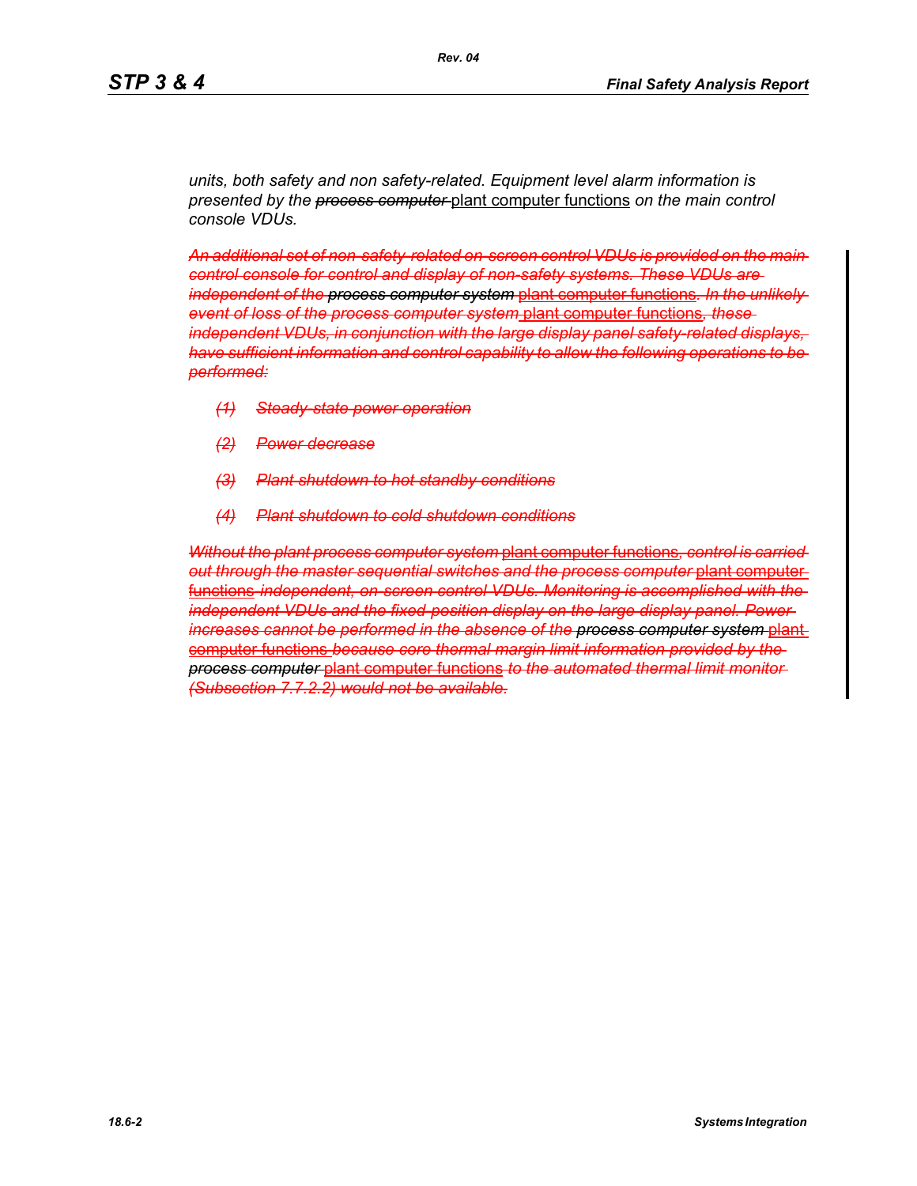*units, both safety and non safety-related. Equipment level alarm information is presented by the ~~process computer~~ plant computer functions on the main control console VDUs.*

~~*An additional set of non-safety-related on-screen control VDUs is provided on the main control console for control and display of non-safety systems. These VDUs are independent of the process computer system*~~ plant computer functions*~~. In the unlikely event of loss of the process computer system~~* plant computer functions*~~, these independent VDUs, in conjunction with the large display panel safety-related displays, have sufficient information and control capability to allow the following operations to be performed:~~*

1. ~~*Steady-state power operation*~~
2. ~~*Power decrease*~~
3. ~~*Plant shutdown to hot standby conditions*~~
4. ~~*Plant shutdown to cold shutdown conditions*~~

~~*Without the plant process computer system*~~ plant computer functions*~~, control is carried out through the master sequential switches and the process computer~~* plant computer functions *~~independent, on-screen control VDUs. Monitoring is accomplished with the independent VDUs and the fixed-position display on the large display panel. Power increases cannot be performed in the absence of the process computer system~~* plant computer functions *~~because core thermal margin limit information provided by the process computer~~* plant computer functions *~~to the automated thermal limit monitor (Subsection 7.7.2.2) would not be available.~~*